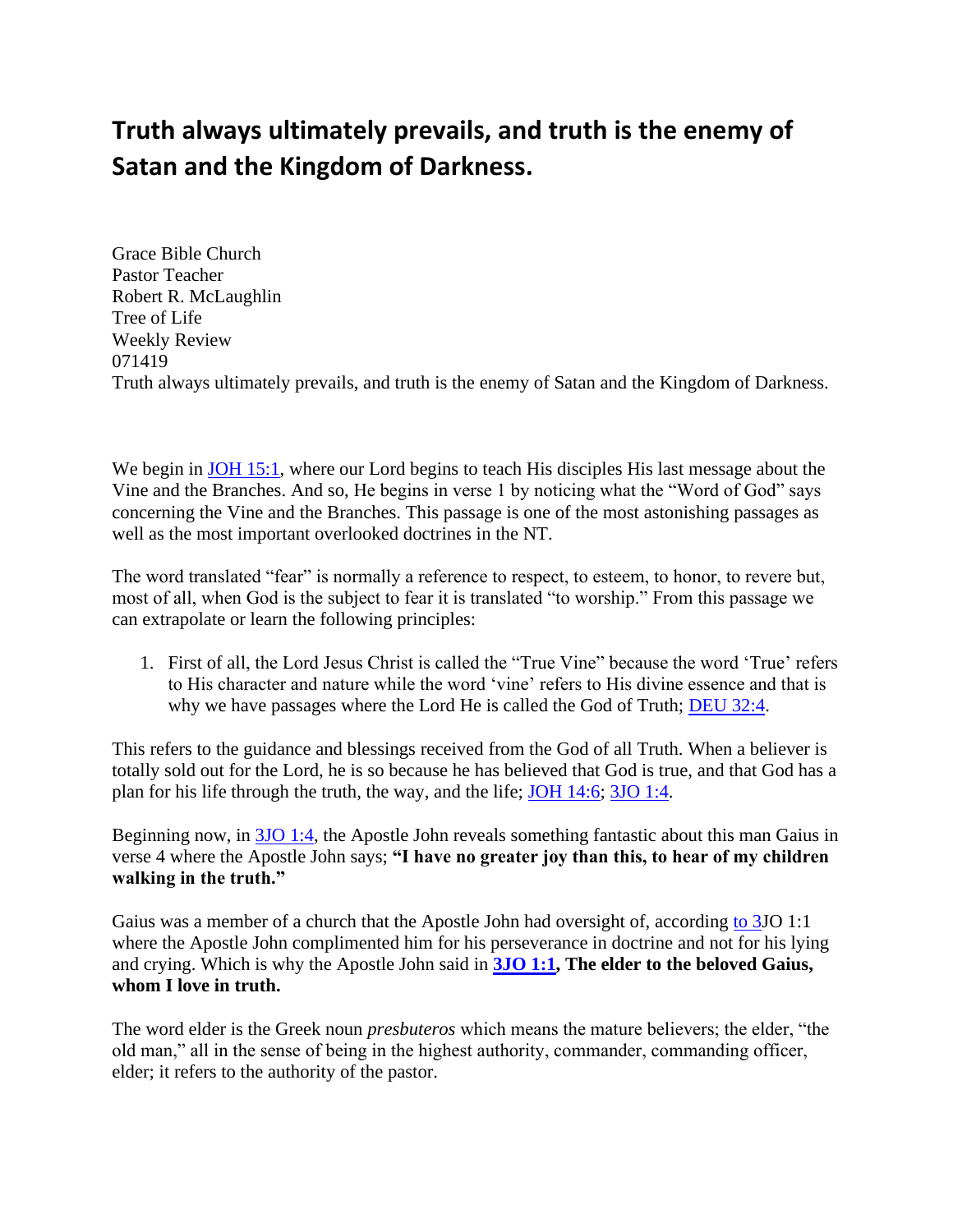# Truth always ultimately prevails, and truth is the enemy of Satan and the Kingdom of Darkness.

Grace Bible Church
Pastor Teacher
Robert R. McLaughlin
Tree of Life
Weekly Review
071419
Truth always ultimately prevails, and truth is the enemy of Satan and the Kingdom of Darkness.

We begin in JOH 15:1, where our Lord begins to teach His disciples His last message about the Vine and the Branches. And so, He begins in verse 1 by noticing what the "Word of God" says concerning the Vine and the Branches. This passage is one of the most astonishing passages as well as the most important overlooked doctrines in the NT.

The word translated "fear" is normally a reference to respect, to esteem, to honor, to revere but, most of all, when God is the subject to fear it is translated "to worship." From this passage we can extrapolate or learn the following principles:

1. First of all, the Lord Jesus Christ is called the "True Vine" because the word 'True' refers to His character and nature while the word 'vine' refers to His divine essence and that is why we have passages where the Lord He is called the God of Truth; DEU 32:4.

This refers to the guidance and blessings received from the God of all Truth. When a believer is totally sold out for the Lord, he is so because he has believed that God is true, and that God has a plan for his life through the truth, the way, and the life; JOH 14:6; 3JO 1:4.

Beginning now, in 3JO 1:4, the Apostle John reveals something fantastic about this man Gaius in verse 4 where the Apostle John says; **"I have no greater joy than this, to hear of my children walking in the truth."**

Gaius was a member of a church that the Apostle John had oversight of, according to 3JO 1:1 where the Apostle John complimented him for his perseverance in doctrine and not for his lying and crying. Which is why the Apostle John said in **3JO 1:1, The elder to the beloved Gaius, whom I love in truth.**

The word elder is the Greek noun *presbuteros* which means the mature believers; the elder, "the old man," all in the sense of being in the highest authority, commander, commanding officer, elder; it refers to the authority of the pastor.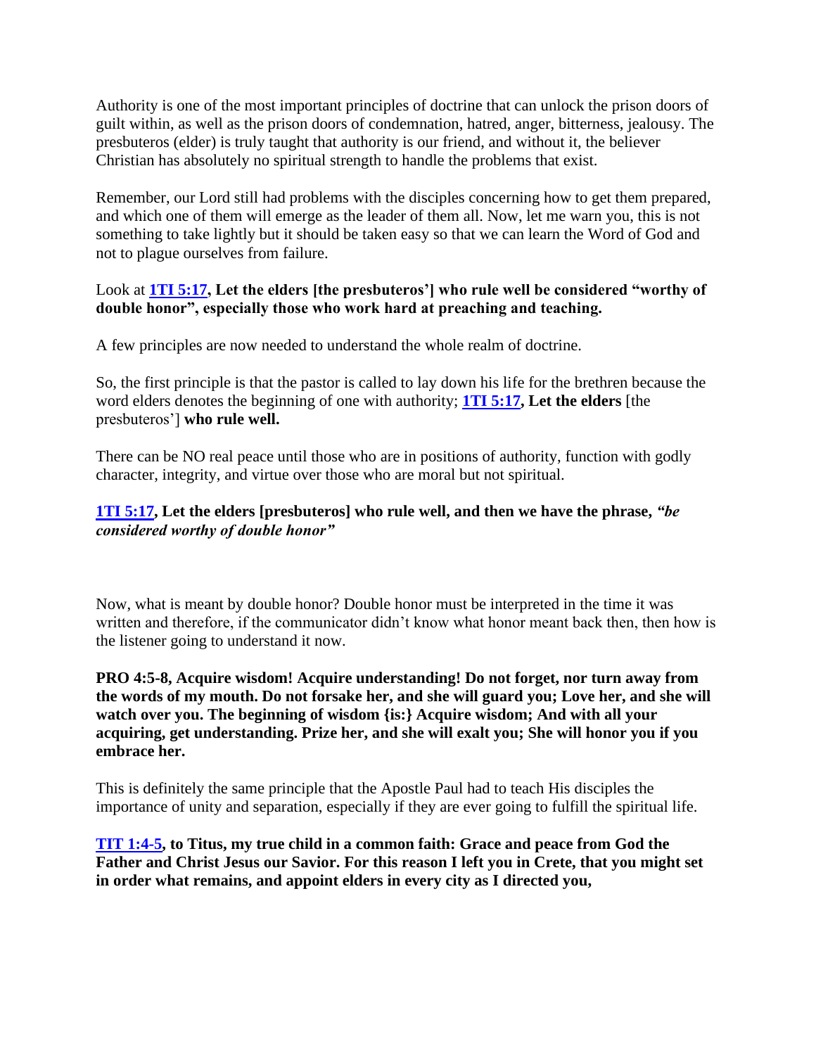Authority is one of the most important principles of doctrine that can unlock the prison doors of guilt within, as well as the prison doors of condemnation, hatred, anger, bitterness, jealousy. The presbuteros (elder) is truly taught that authority is our friend, and without it, the believer Christian has absolutely no spiritual strength to handle the problems that exist.

Remember, our Lord still had problems with the disciples concerning how to get them prepared, and which one of them will emerge as the leader of them all. Now, let me warn you, this is not something to take lightly but it should be taken easy so that we can learn the Word of God and not to plague ourselves from failure.

Look at **1TI 5:17, Let the elders [the presbuteros'] who rule well be considered "worthy of double honor", especially those who work hard at preaching and teaching.**

A few principles are now needed to understand the whole realm of doctrine.

So, the first principle is that the pastor is called to lay down his life for the brethren because the word elders denotes the beginning of one with authority; **1TI 5:17, Let the elders** [the presbuteros'] **who rule well.**

There can be NO real peace until those who are in positions of authority, function with godly character, integrity, and virtue over those who are moral but not spiritual.

**1TI 5:17, Let the elders [presbuteros] who rule well, and then we have the phrase,** ***"be considered worthy of double honor"***

Now, what is meant by double honor? Double honor must be interpreted in the time it was written and therefore, if the communicator didn't know what honor meant back then, then how is the listener going to understand it now.

**PRO 4:5-8, Acquire wisdom! Acquire understanding! Do not forget, nor turn away from the words of my mouth. Do not forsake her, and she will guard you; Love her, and she will watch over you. The beginning of wisdom {is:} Acquire wisdom; And with all your acquiring, get understanding. Prize her, and she will exalt you; She will honor you if you embrace her.**

This is definitely the same principle that the Apostle Paul had to teach His disciples the importance of unity and separation, especially if they are ever going to fulfill the spiritual life.

**TIT 1:4-5, to Titus, my true child in a common faith: Grace and peace from God the Father and Christ Jesus our Savior. For this reason I left you in Crete, that you might set in order what remains, and appoint elders in every city as I directed you,**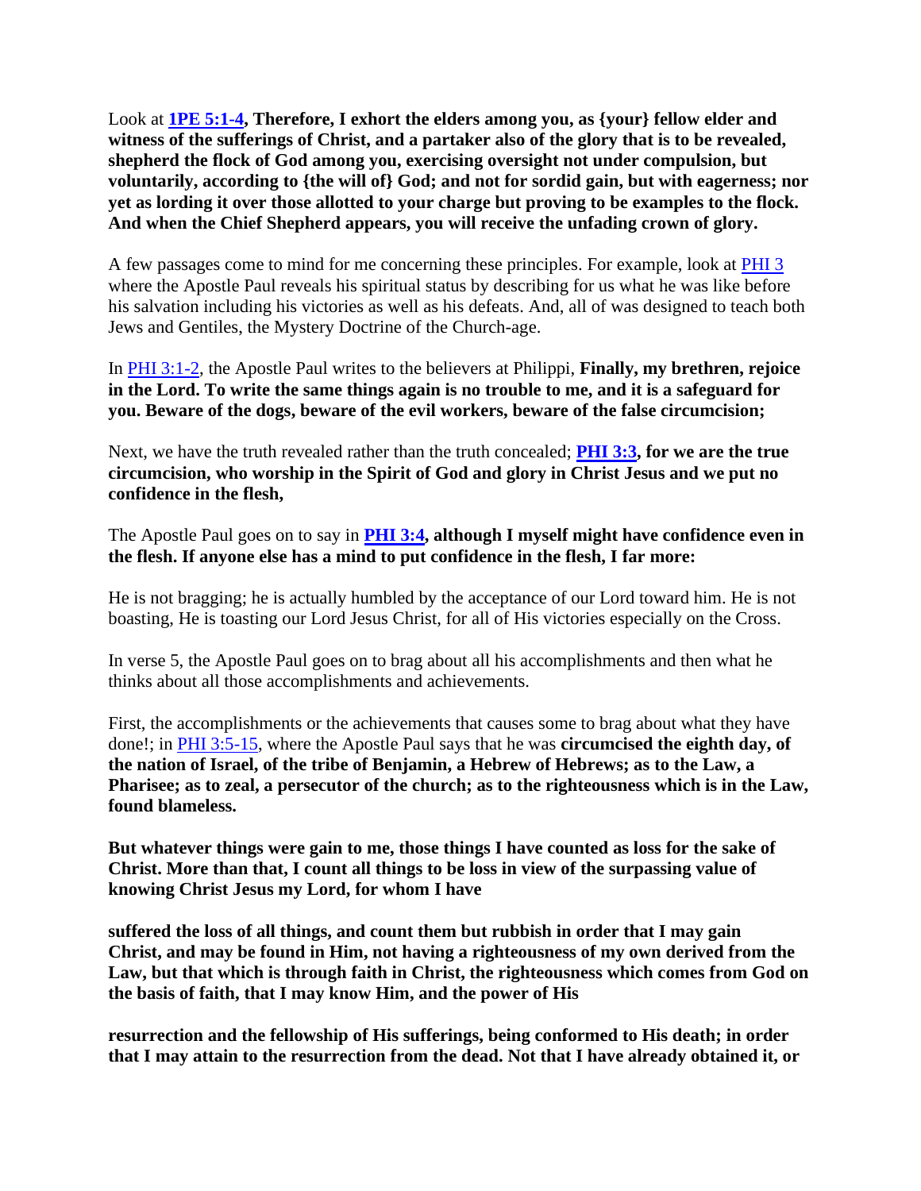Look at **1PE 5:1-4, Therefore, I exhort the elders among you, as {your} fellow elder and witness of the sufferings of Christ, and a partaker also of the glory that is to be revealed, shepherd the flock of God among you, exercising oversight not under compulsion, but voluntarily, according to {the will of} God; and not for sordid gain, but with eagerness; nor yet as lording it over those allotted to your charge but proving to be examples to the flock. And when the Chief Shepherd appears, you will receive the unfading crown of glory.**

A few passages come to mind for me concerning these principles. For example, look at PHI 3 where the Apostle Paul reveals his spiritual status by describing for us what he was like before his salvation including his victories as well as his defeats. And, all of was designed to teach both Jews and Gentiles, the Mystery Doctrine of the Church-age.

In PHI 3:1-2, the Apostle Paul writes to the believers at Philippi, **Finally, my brethren, rejoice in the Lord. To write the same things again is no trouble to me, and it is a safeguard for you. Beware of the dogs, beware of the evil workers, beware of the false circumcision;**

Next, we have the truth revealed rather than the truth concealed; **PHI 3:3, for we are the true circumcision, who worship in the Spirit of God and glory in Christ Jesus and we put no confidence in the flesh,**

The Apostle Paul goes on to say in **PHI 3:4, although I myself might have confidence even in the flesh. If anyone else has a mind to put confidence in the flesh, I far more:**

He is not bragging; he is actually humbled by the acceptance of our Lord toward him. He is not boasting, He is toasting our Lord Jesus Christ, for all of His victories especially on the Cross.

In verse 5, the Apostle Paul goes on to brag about all his accomplishments and then what he thinks about all those accomplishments and achievements.

First, the accomplishments or the achievements that causes some to brag about what they have done!; in PHI 3:5-15, where the Apostle Paul says that he was **circumcised the eighth day, of the nation of Israel, of the tribe of Benjamin, a Hebrew of Hebrews; as to the Law, a Pharisee; as to zeal, a persecutor of the church; as to the righteousness which is in the Law, found blameless.**

**But whatever things were gain to me, those things I have counted as loss for the sake of Christ. More than that, I count all things to be loss in view of the surpassing value of knowing Christ Jesus my Lord, for whom I have**

**suffered the loss of all things, and count them but rubbish in order that I may gain Christ, and may be found in Him, not having a righteousness of my own derived from the Law, but that which is through faith in Christ, the righteousness which comes from God on the basis of faith, that I may know Him, and the power of His**

**resurrection and the fellowship of His sufferings, being conformed to His death; in order that I may attain to the resurrection from the dead. Not that I have already obtained it, or**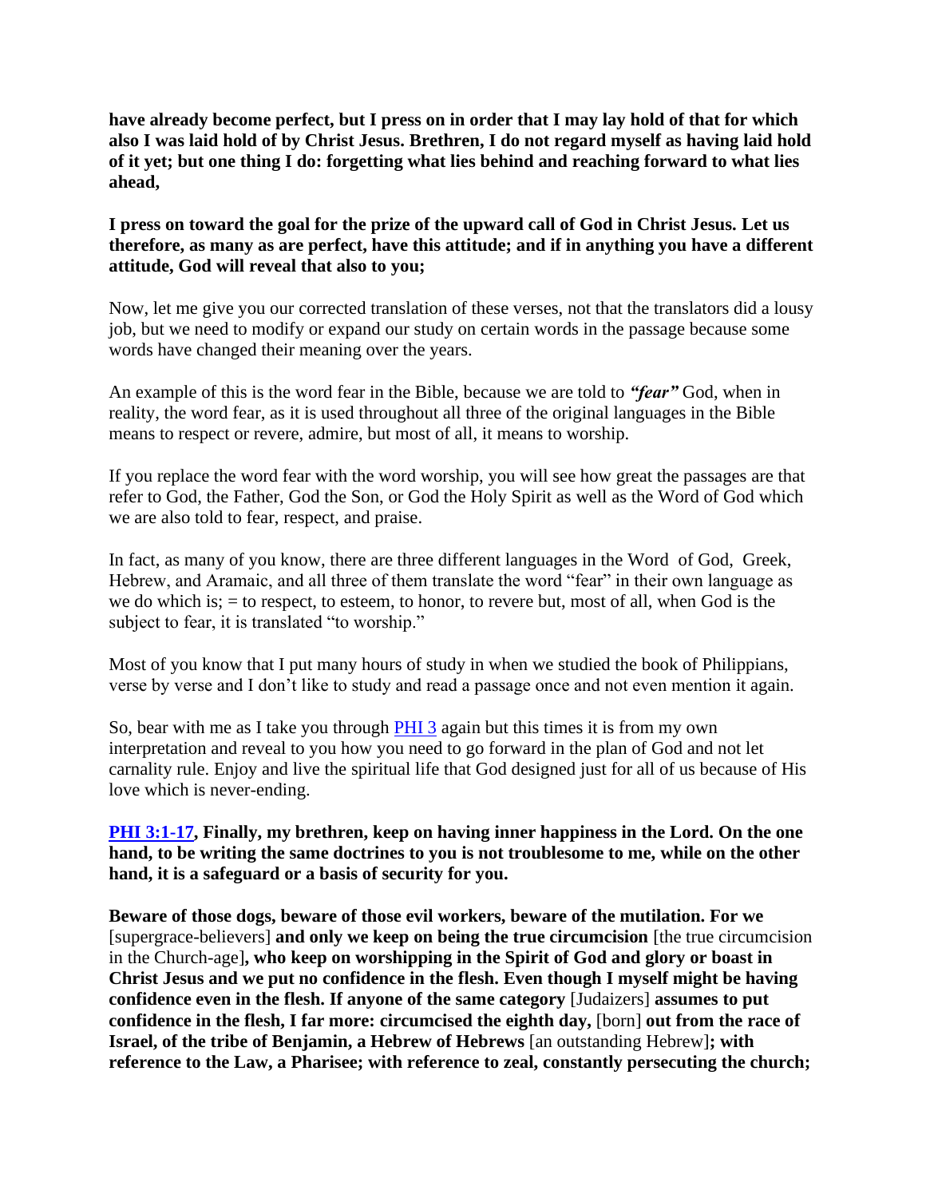**have already become perfect, but I press on in order that I may lay hold of that for which also I was laid hold of by Christ Jesus. Brethren, I do not regard myself as having laid hold of it yet; but one thing I do: forgetting what lies behind and reaching forward to what lies ahead,**

**I press on toward the goal for the prize of the upward call of God in Christ Jesus. Let us therefore, as many as are perfect, have this attitude; and if in anything you have a different attitude, God will reveal that also to you;**

Now, let me give you our corrected translation of these verses, not that the translators did a lousy job, but we need to modify or expand our study on certain words in the passage because some words have changed their meaning over the years.

An example of this is the word fear in the Bible, because we are told to ***"fear"*** God, when in reality, the word fear, as it is used throughout all three of the original languages in the Bible means to respect or revere, admire, but most of all, it means to worship.

If you replace the word fear with the word worship, you will see how great the passages are that refer to God, the Father, God the Son, or God the Holy Spirit as well as the Word of God which we are also told to fear, respect, and praise.

In fact, as many of you know, there are three different languages in the Word of God, Greek, Hebrew, and Aramaic, and all three of them translate the word "fear" in their own language as we do which is; = to respect, to esteem, to honor, to revere but, most of all, when God is the subject to fear, it is translated "to worship."

Most of you know that I put many hours of study in when we studied the book of Philippians, verse by verse and I don't like to study and read a passage once and not even mention it again.

So, bear with me as I take you through PHI 3 again but this times it is from my own interpretation and reveal to you how you need to go forward in the plan of God and not let carnality rule. Enjoy and live the spiritual life that God designed just for all of us because of His love which is never-ending.

**PHI 3:1-17, Finally, my brethren, keep on having inner happiness in the Lord. On the one hand, to be writing the same doctrines to you is not troublesome to me, while on the other hand, it is a safeguard or a basis of security for you.**

**Beware of those dogs, beware of those evil workers, beware of the mutilation. For we** [supergrace-believers] **and only we keep on being the true circumcision** [the true circumcision in the Church-age]**, who keep on worshipping in the Spirit of God and glory or boast in Christ Jesus and we put no confidence in the flesh. Even though I myself might be having confidence even in the flesh. If anyone of the same category** [Judaizers] **assumes to put confidence in the flesh, I far more: circumcised the eighth day,** [born] **out from the race of Israel, of the tribe of Benjamin, a Hebrew of Hebrews** [an outstanding Hebrew]**; with reference to the Law, a Pharisee; with reference to zeal, constantly persecuting the church;**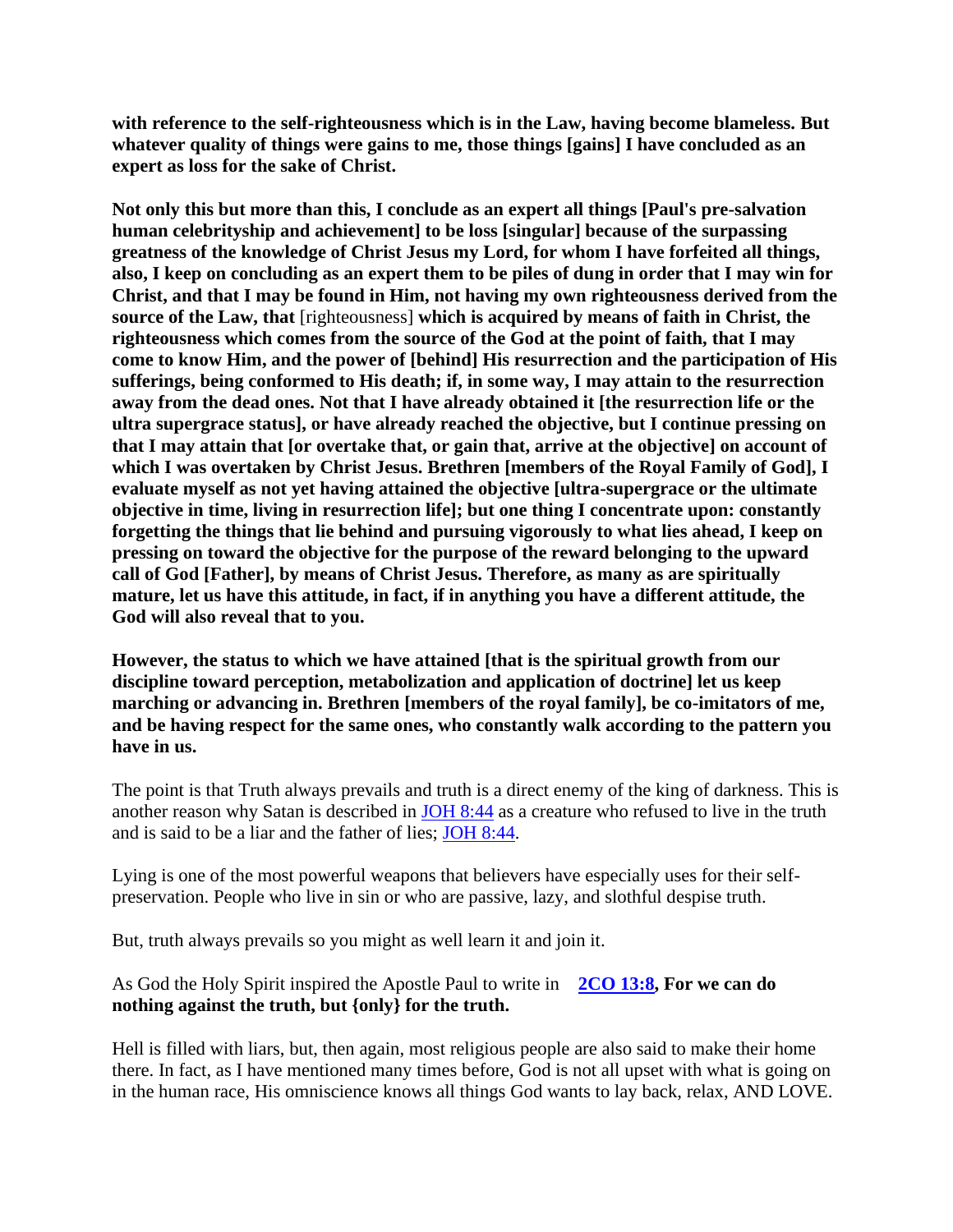**with reference to the self-righteousness which is in the Law, having become blameless. But whatever quality of things were gains to me, those things [gains] I have concluded as an expert as loss for the sake of Christ.**

**Not only this but more than this, I conclude as an expert all things [Paul's pre-salvation human celebrityship and achievement] to be loss [singular] because of the surpassing greatness of the knowledge of Christ Jesus my Lord, for whom I have forfeited all things, also, I keep on concluding as an expert them to be piles of dung in order that I may win for Christ, and that I may be found in Him, not having my own righteousness derived from the source of the Law, that** [righteousness] **which is acquired by means of faith in Christ, the righteousness which comes from the source of the God at the point of faith, that I may come to know Him, and the power of [behind] His resurrection and the participation of His sufferings, being conformed to His death; if, in some way, I may attain to the resurrection away from the dead ones. Not that I have already obtained it [the resurrection life or the ultra supergrace status], or have already reached the objective, but I continue pressing on that I may attain that [or overtake that, or gain that, arrive at the objective] on account of which I was overtaken by Christ Jesus. Brethren [members of the Royal Family of God], I evaluate myself as not yet having attained the objective [ultra-supergrace or the ultimate objective in time, living in resurrection life]; but one thing I concentrate upon: constantly forgetting the things that lie behind and pursuing vigorously to what lies ahead, I keep on pressing on toward the objective for the purpose of the reward belonging to the upward call of God [Father], by means of Christ Jesus. Therefore, as many as are spiritually mature, let us have this attitude, in fact, if in anything you have a different attitude, the God will also reveal that to you.**

**However, the status to which we have attained [that is the spiritual growth from our discipline toward perception, metabolization and application of doctrine] let us keep marching or advancing in. Brethren [members of the royal family], be co-imitators of me, and be having respect for the same ones, who constantly walk according to the pattern you have in us.**

The point is that Truth always prevails and truth is a direct enemy of the king of darkness. This is another reason why Satan is described in JOH 8:44 as a creature who refused to live in the truth and is said to be a liar and the father of lies; JOH 8:44.

Lying is one of the most powerful weapons that believers have especially uses for their self-preservation. People who live in sin or who are passive, lazy, and slothful despise truth.

But, truth always prevails so you might as well learn it and join it.

As God the Holy Spirit inspired the Apostle Paul to write in **2CO 13:8, For we can do nothing against the truth, but {only} for the truth.**

Hell is filled with liars, but, then again, most religious people are also said to make their home there. In fact, as I have mentioned many times before, God is not all upset with what is going on in the human race, His omniscience knows all things God wants to lay back, relax, AND LOVE.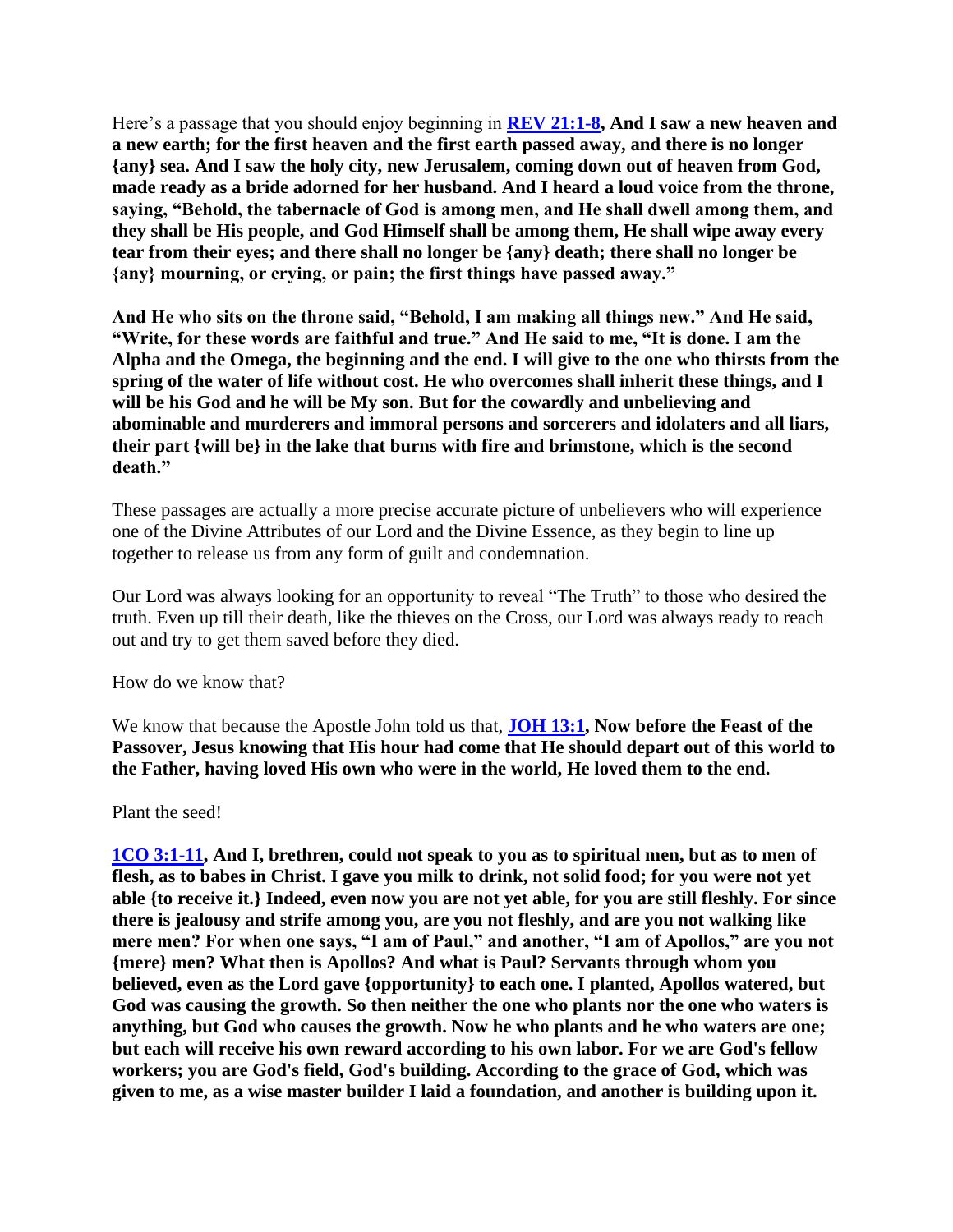Here's a passage that you should enjoy beginning in **[REV 21:1-8](), And I saw a new heaven and a new earth; for the first heaven and the first earth passed away, and there is no longer {any} sea. And I saw the holy city, new Jerusalem, coming down out of heaven from God, made ready as a bride adorned for her husband. And I heard a loud voice from the throne, saying, "Behold, the tabernacle of God is among men, and He shall dwell among them, and they shall be His people, and God Himself shall be among them, He shall wipe away every tear from their eyes; and there shall no longer be {any} death; there shall no longer be {any} mourning, or crying, or pain; the first things have passed away."**

**And He who sits on the throne said, "Behold, I am making all things new." And He said, "Write, for these words are faithful and true." And He said to me, "It is done. I am the Alpha and the Omega, the beginning and the end. I will give to the one who thirsts from the spring of the water of life without cost. He who overcomes shall inherit these things, and I will be his God and he will be My son. But for the cowardly and unbelieving and abominable and murderers and immoral persons and sorcerers and idolaters and all liars, their part {will be} in the lake that burns with fire and brimstone, which is the second death."**

These passages are actually a more precise accurate picture of unbelievers who will experience one of the Divine Attributes of our Lord and the Divine Essence, as they begin to line up together to release us from any form of guilt and condemnation.

Our Lord was always looking for an opportunity to reveal "The Truth" to those who desired the truth. Even up till their death, like the thieves on the Cross, our Lord was always ready to reach out and try to get them saved before they died.

How do we know that?

We know that because the Apostle John told us that, **[JOH 13:1](), Now before the Feast of the Passover, Jesus knowing that His hour had come that He should depart out of this world to the Father, having loved His own who were in the world, He loved them to the end.**

Plant the seed!

**[1CO 3:1-11](), And I, brethren, could not speak to you as to spiritual men, but as to men of flesh, as to babes in Christ. I gave you milk to drink, not solid food; for you were not yet able {to receive it.} Indeed, even now you are not yet able, for you are still fleshly. For since there is jealousy and strife among you, are you not fleshly, and are you not walking like mere men? For when one says, "I am of Paul," and another, "I am of Apollos," are you not {mere} men? What then is Apollos? And what is Paul? Servants through whom you believed, even as the Lord gave {opportunity} to each one. I planted, Apollos watered, but God was causing the growth. So then neither the one who plants nor the one who waters is anything, but God who causes the growth. Now he who plants and he who waters are one; but each will receive his own reward according to his own labor. For we are God's fellow workers; you are God's field, God's building. According to the grace of God, which was given to me, as a wise master builder I laid a foundation, and another is building upon it.**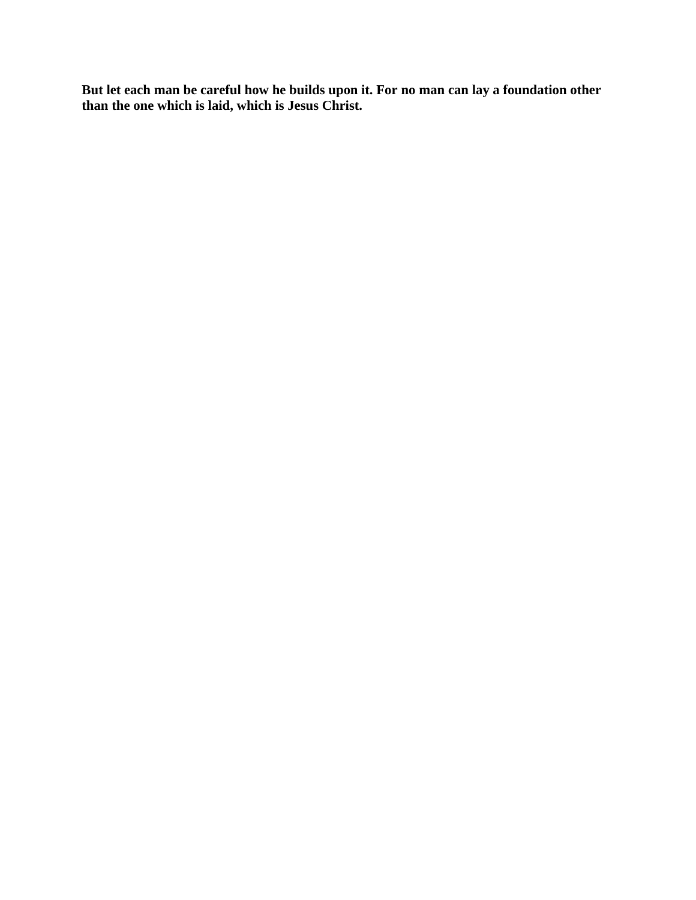**But let each man be careful how he builds upon it. For no man can lay a foundation other than the one which is laid, which is Jesus Christ.**